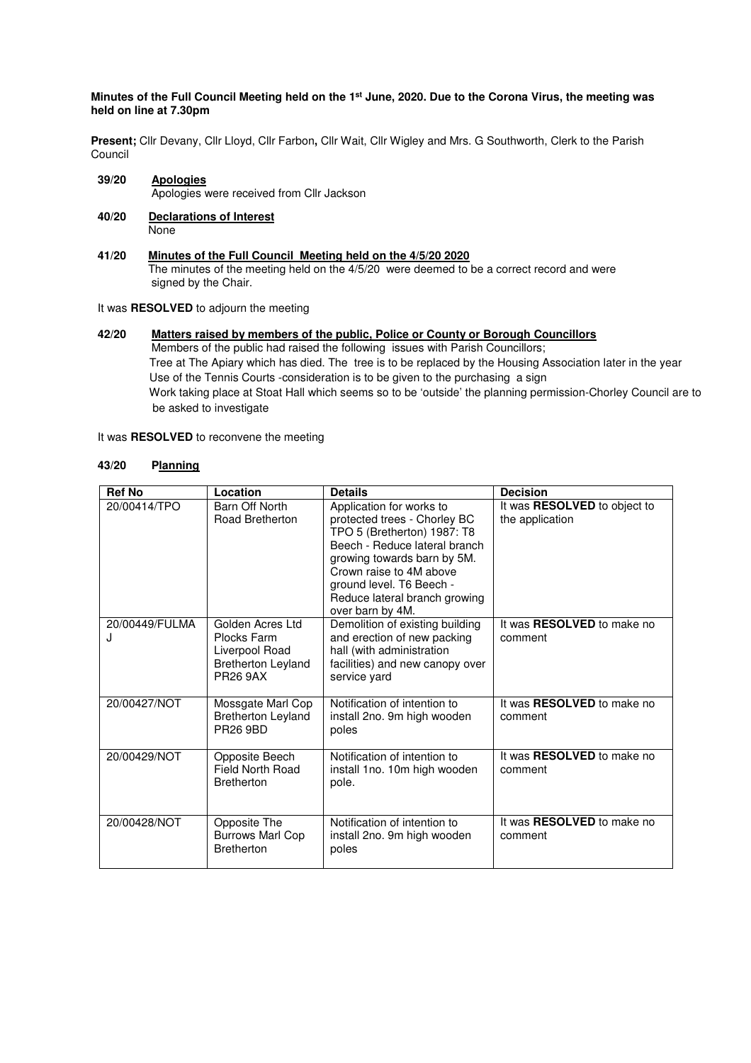**Minutes of the Full Council Meeting held on the 1st June, 2020. Due to the Corona Virus, the meeting was held on line at 7.30pm**

**Present;** Cllr Devany, Cllr Lloyd, Cllr Farbon**,** Cllr Wait, Cllr Wigley and Mrs. G Southworth, Clerk to the Parish Council

**39/20 Apologies**

Apologies were received from Cllr Jackson

**40/20 Declarations of Interest**

None

**41/20 Minutes of the Full Council Meeting held on the 4/5/20 2020**

The minutes of the meeting held on the 4/5/20 were deemed to be a correct record and were signed by the Chair.

It was **RESOLVED** to adjourn the meeting

**42/20 Matters raised by members of the public, Police or County or Borough Councillors**

Members of the public had raised the following issues with Parish Councillors;

Tree at The Apiary which has died. The tree is to be replaced by the Housing Association later in the year

Use of the Tennis Courts -consideration is to be given to the purchasing a sign

Work taking place at Stoat Hall which seems so to be 'outside' the planning permission-Chorley Council are to be asked to investigate

It was **RESOLVED** to reconvene the meeting

**43/20 Planning**

| Ref No | Location | Details | Decision |
|---|---|---|---|
| 20/00414/TPO | Barn Off North Road Bretherton | Application for works to protected trees - Chorley BC TPO 5 (Bretherton) 1987: T8 Beech - Reduce lateral branch growing towards barn by 5M. Crown raise to 4M above ground level. T6 Beech - Reduce lateral branch growing over barn by 4M. | It was **RESOLVED** to object to the application |
| 20/00449/FULMAJ | Golden Acres Ltd Plocks Farm Liverpool Road Bretherton Leyland PR26 9AX | Demolition of existing building and erection of new packing hall (with administration facilities) and new canopy over service yard | It was **RESOLVED** to make no comment |
| 20/00427/NOT | Mossgate Marl Cop Bretherton Leyland PR26 9BD | Notification of intention to install 2no. 9m high wooden poles | It was **RESOLVED** to make no comment |
| 20/00429/NOT | Opposite Beech Field North Road Bretherton | Notification of intention to install 1no. 10m high wooden pole. | It was **RESOLVED** to make no comment |
| 20/00428/NOT | Opposite The Burrows Marl Cop Bretherton | Notification of intention to install 2no. 9m high wooden poles | It was **RESOLVED** to make no comment |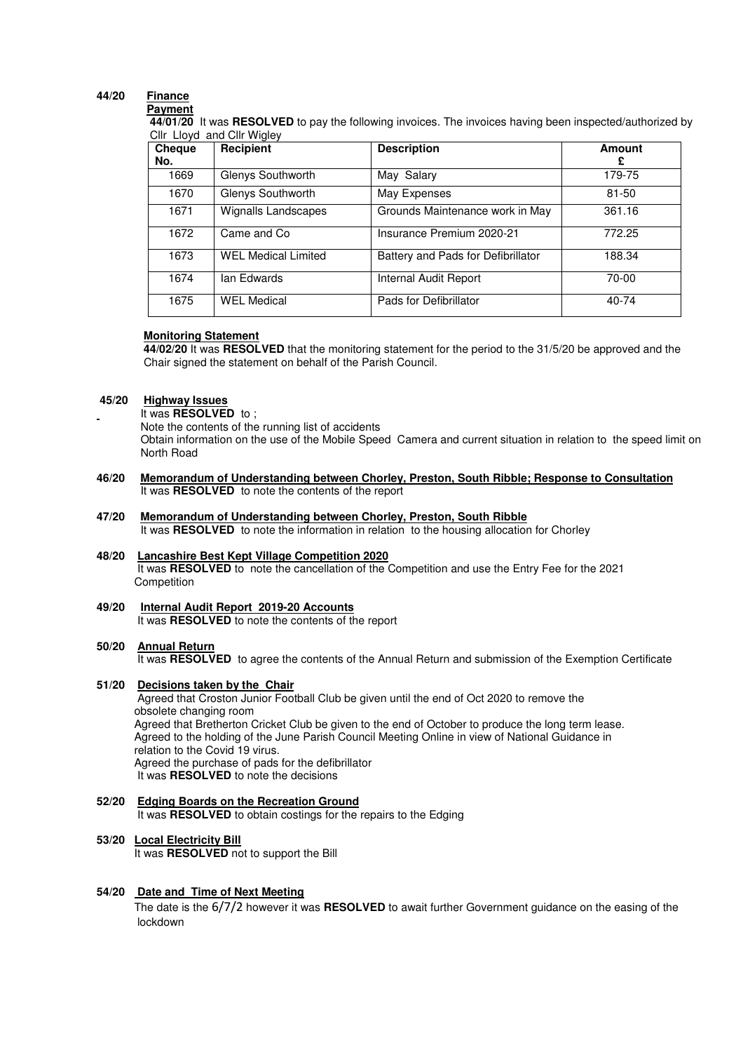**44/20 Finance**

**Payment**

**44/01/20** It was **RESOLVED** to pay the following invoices. The invoices having been inspected/authorized by Cllr Lloyd and Cllr Wigley

| Cheque No. | Recipient | Description | Amount £ |
|---|---|---|---|
| 1669 | Glenys Southworth | May Salary | 179-75 |
| 1670 | Glenys Southworth | May Expenses | 81-50 |
| 1671 | Wignalls Landscapes | Grounds Maintenance work in May | 361.16 |
| 1672 | Came and Co | Insurance Premium 2020-21 | 772.25 |
| 1673 | WEL Medical Limited | Battery and Pads for Defibrillator | 188.34 |
| 1674 | Ian Edwards | Internal Audit Report | 70-00 |
| 1675 | WEL Medical | Pads for Defibrillator | 40-74 |

**Monitoring Statement**

**44/02/20** It was **RESOLVED** that the monitoring statement for the period to the 31/5/20 be approved and the Chair signed the statement on behalf of the Parish Council.

**45/20 Highway Issues**

It was **RESOLVED** to ;

Note the contents of the running list of accidents

Obtain information on the use of the Mobile Speed Camera and current situation in relation to the speed limit on North Road

**46/20 Memorandum of Understanding between Chorley, Preston, South Ribble; Response to Consultation**

It was **RESOLVED** to note the contents of the report

**47/20 Memorandum of Understanding between Chorley, Preston, South Ribble**

It was **RESOLVED** to note the information in relation to the housing allocation for Chorley

**48/20 Lancashire Best Kept Village Competition 2020**

It was **RESOLVED** to note the cancellation of the Competition and use the Entry Fee for the 2021 Competition

**49/20 Internal Audit Report 2019-20 Accounts**

It was **RESOLVED** to note the contents of the report

**50/20 Annual Return**

It was **RESOLVED** to agree the contents of the Annual Return and submission of the Exemption Certificate

**51/20 Decisions taken by the Chair**

Agreed that Croston Junior Football Club be given until the end of Oct 2020 to remove the obsolete changing room

Agreed that Bretherton Cricket Club be given to the end of October to produce the long term lease.

Agreed to the holding of the June Parish Council Meeting Online in view of National Guidance in relation to the Covid 19 virus.

Agreed the purchase of pads for the defibrillator

It was **RESOLVED** to note the decisions

**52/20 Edging Boards on the Recreation Ground**

It was **RESOLVED** to obtain costings for the repairs to the Edging

**53/20 Local Electricity Bill**

It was **RESOLVED** not to support the Bill

**54/20 Date and Time of Next Meeting**

The date is the 6/7/2 however it was **RESOLVED** to await further Government guidance on the easing of the lockdown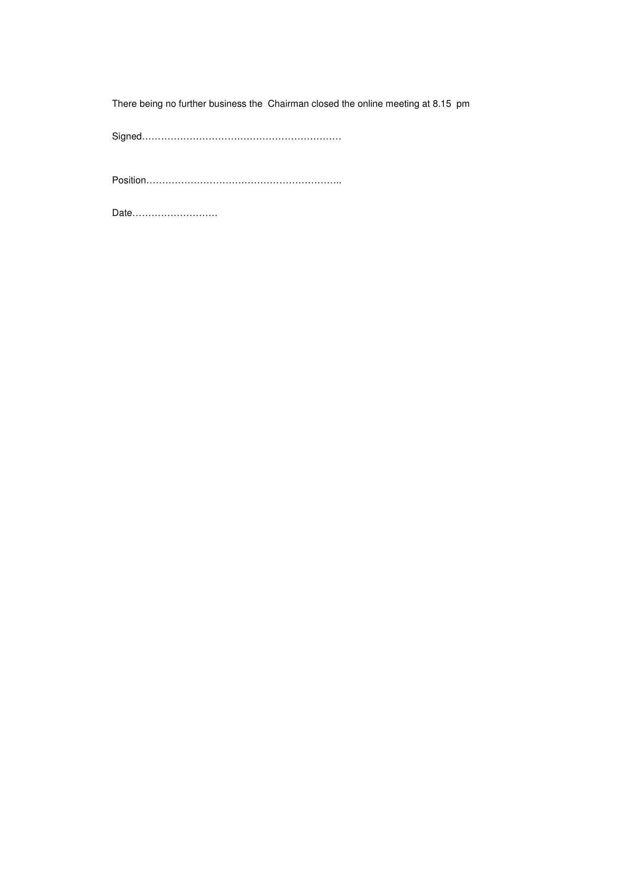There being no further business the Chairman closed the online meeting at 8.15 pm

Signed………………………………………………………

Position……………………………………………………..

Date………………………